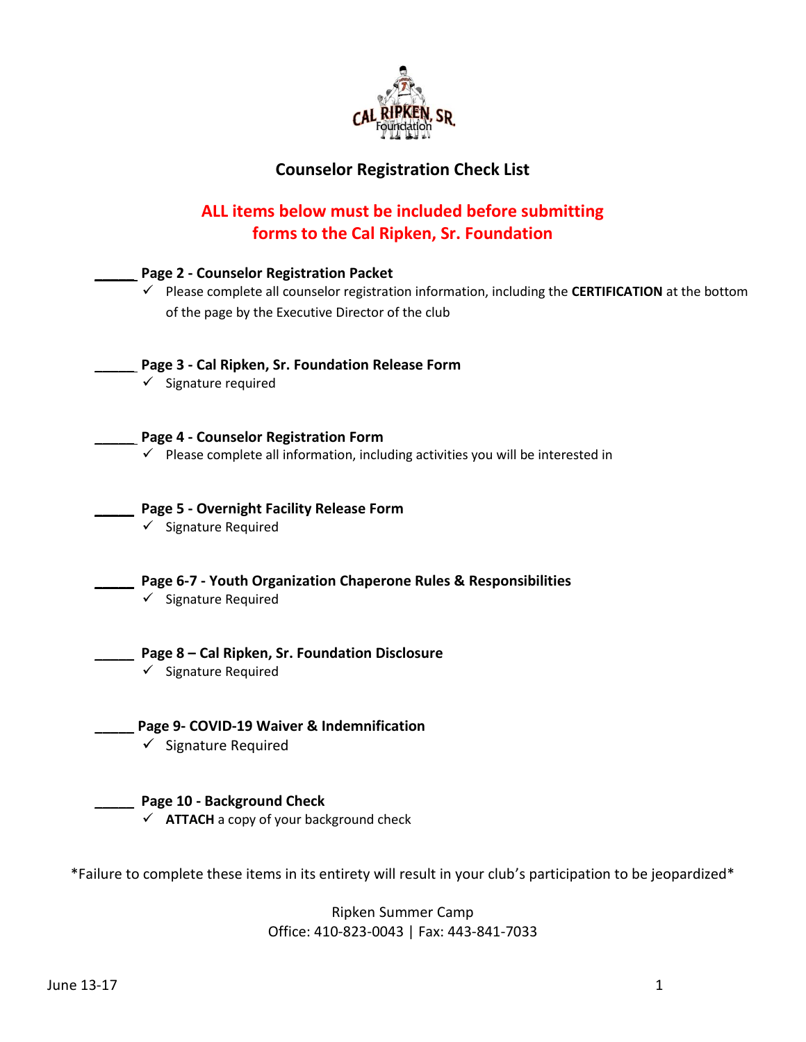# Counselor Registration Check List

**ALL items below must be included before submitting forms to the Cal Ripken, Sr. Foundation**

_____ **Page 2 - Counselor Registration Packet**
- ✓ Please complete all counselor registration information, including the **CERTIFICATION** at the bottom of the page by the Executive Director of the club

_____ **Page 3 - Cal Ripken, Sr. Foundation Release Form**
- ✓ Signature required

_____ **Page 4 - Counselor Registration Form**
- ✓ Please complete all information, including activities you will be interested in

_____ **Page 5 - Overnight Facility Release Form**
- ✓ Signature Required

_____ **Page 6-7 - Youth Organization Chaperone Rules & Responsibilities**
- ✓ Signature Required

_____ **Page 8 – Cal Ripken, Sr. Foundation Disclosure**
- ✓ Signature Required

_____ **Page 9- COVID-19 Waiver & Indemnification**
- ✓ Signature Required

_____ **Page 10 - Background Check**
- ✓ **ATTACH** a copy of your background check

*Failure to complete these items in its entirety will result in your club's participation to be jeopardized*

Ripken Summer Camp
Office: 410-823-0043 | Fax: 443-841-7033

June 13-17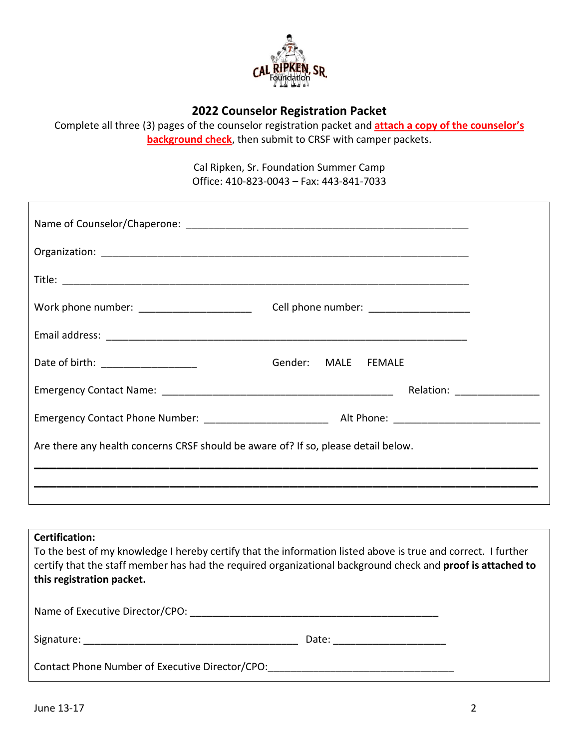## 2022 Counselor Registration Packet

Complete all three (3) pages of the counselor registration packet and **attach a copy of the counselor's background check**, then submit to CRSF with camper packets.

Cal Ripken, Sr. Foundation Summer Camp
Office: 410-823-0043 – Fax: 443-841-7033

Name of Counselor/Chaperone: ___________________________________________________

Organization: ______________________________________________________________

Title: ____________________________________________________________________

Work phone number: ____________________ Cell phone number: __________________

Email address: ______________________________________________________________

Date of birth: _________________ Gender: MALE FEMALE

Emergency Contact Name: ________________________________________ Relation: _______________

Emergency Contact Phone Number: _____________________ Alt Phone: _________________________

Are there any health concerns CRSF should be aware of? If so, please detail below.

___________________________________________________________________________________

___________________________________________________________________________________

**Certification:**

To the best of my knowledge I hereby certify that the information listed above is true and correct. I further certify that the staff member has had the required organizational background check and **proof is attached to this registration packet.**

Name of Executive Director/CPO: _____________________________________________

Signature: _______________________________________ Date: ____________________

Contact Phone Number of Executive Director/CPO:________________________________

June 13-17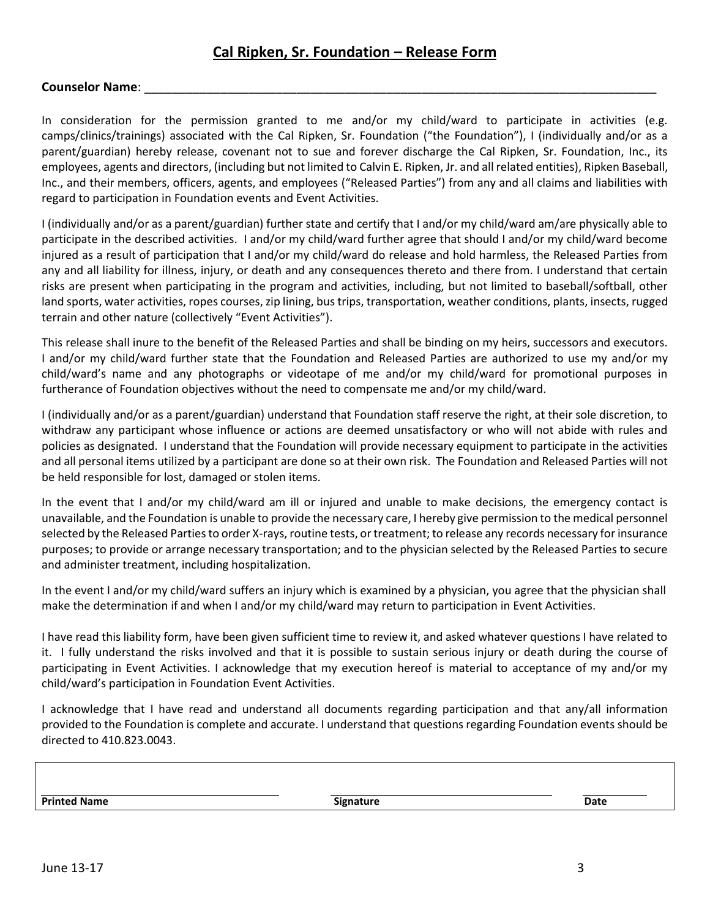## Cal Ripken, Sr. Foundation – Release Form

**Counselor Name**: ____________________________________________________________________________

In consideration for the permission granted to me and/or my child/ward to participate in activities (e.g. camps/clinics/trainings) associated with the Cal Ripken, Sr. Foundation ("the Foundation"), I (individually and/or as a parent/guardian) hereby release, covenant not to sue and forever discharge the Cal Ripken, Sr. Foundation, Inc., its employees, agents and directors, (including but not limited to Calvin E. Ripken, Jr. and all related entities), Ripken Baseball, Inc., and their members, officers, agents, and employees ("Released Parties") from any and all claims and liabilities with regard to participation in Foundation events and Event Activities.

I (individually and/or as a parent/guardian) further state and certify that I and/or my child/ward am/are physically able to participate in the described activities. I and/or my child/ward further agree that should I and/or my child/ward become injured as a result of participation that I and/or my child/ward do release and hold harmless, the Released Parties from any and all liability for illness, injury, or death and any consequences thereto and there from. I understand that certain risks are present when participating in the program and activities, including, but not limited to baseball/softball, other land sports, water activities, ropes courses, zip lining, bus trips, transportation, weather conditions, plants, insects, rugged terrain and other nature (collectively "Event Activities").

This release shall inure to the benefit of the Released Parties and shall be binding on my heirs, successors and executors. I and/or my child/ward further state that the Foundation and Released Parties are authorized to use my and/or my child/ward's name and any photographs or videotape of me and/or my child/ward for promotional purposes in furtherance of Foundation objectives without the need to compensate me and/or my child/ward.

I (individually and/or as a parent/guardian) understand that Foundation staff reserve the right, at their sole discretion, to withdraw any participant whose influence or actions are deemed unsatisfactory or who will not abide with rules and policies as designated. I understand that the Foundation will provide necessary equipment to participate in the activities and all personal items utilized by a participant are done so at their own risk. The Foundation and Released Parties will not be held responsible for lost, damaged or stolen items.

In the event that I and/or my child/ward am ill or injured and unable to make decisions, the emergency contact is unavailable, and the Foundation is unable to provide the necessary care, I hereby give permission to the medical personnel selected by the Released Parties to order X-rays, routine tests, or treatment; to release any records necessary for insurance purposes; to provide or arrange necessary transportation; and to the physician selected by the Released Parties to secure and administer treatment, including hospitalization.

In the event I and/or my child/ward suffers an injury which is examined by a physician, you agree that the physician shall make the determination if and when I and/or my child/ward may return to participation in Event Activities.

I have read this liability form, have been given sufficient time to review it, and asked whatever questions I have related to it. I fully understand the risks involved and that it is possible to sustain serious injury or death during the course of participating in Event Activities. I acknowledge that my execution hereof is material to acceptance of my and/or my child/ward's participation in Foundation Event Activities.

I acknowledge that I have read and understand all documents regarding participation and that any/all information provided to the Foundation is complete and accurate. I understand that questions regarding Foundation events should be directed to 410.823.0043.

| **Printed Name** | **Signature** | **Date** |
| --- | --- | --- |
| | | |

June 13-17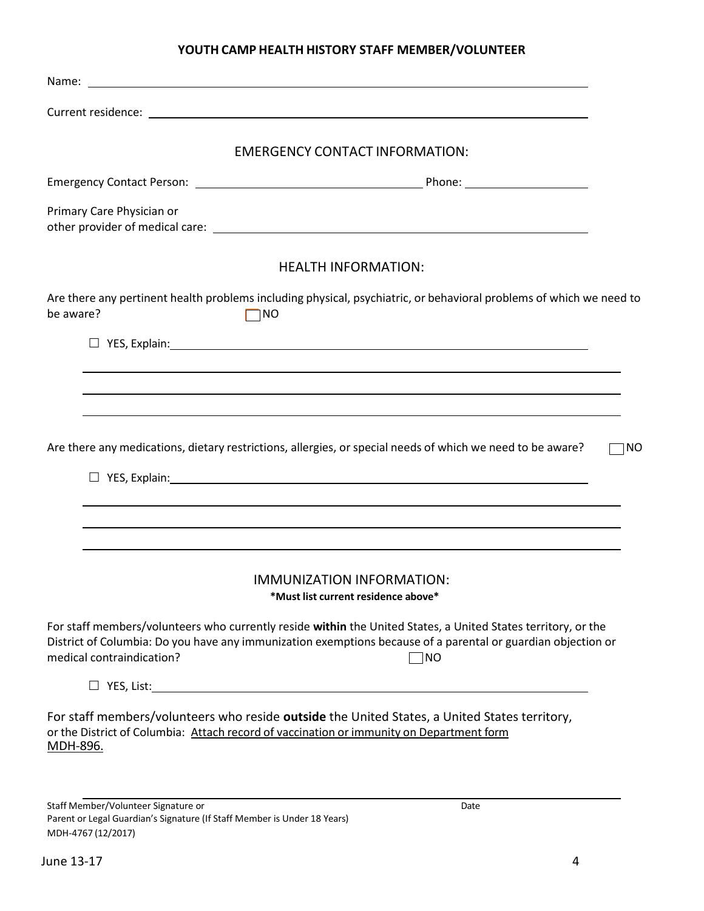# YOUTH CAMP HEALTH HISTORY STAFF MEMBER/VOLUNTEER

Name: ______________________________________________

Current residence: ______________________________________________

## EMERGENCY CONTACT INFORMATION:

Emergency Contact Person: ______________________ Phone: ______________

Primary Care Physician or
other provider of medical care: ______________________________________________

## HEALTH INFORMATION:

Are there any pertinent health problems including physical, psychiatric, or behavioral problems of which we need to be aware? ☐ NO

☐ YES, Explain: ______________________________________________

______________________________________________

______________________________________________

______________________________________________

Are there any medications, dietary restrictions, allergies, or special needs of which we need to be aware? ☐ NO

☐ YES, Explain: ______________________________________________

______________________________________________

______________________________________________

______________________________________________

## IMMUNIZATION INFORMATION:

**\*Must list current residence above\***

For staff members/volunteers who currently reside **within** the United States, a United States territory, or the District of Columbia: Do you have any immunization exemptions because of a parental or guardian objection or medical contraindication? ☐ NO

☐ YES, List: ______________________________________________

For staff members/volunteers who reside **outside** the United States, a United States territory, or the District of Columbia: Attach record of vaccination or immunity on Department form MDH-896.

______________________________________________

Staff Member/Volunteer Signature or Date
Parent or Legal Guardian's Signature (If Staff Member is Under 18 Years)
MDH-4767 (12/2017)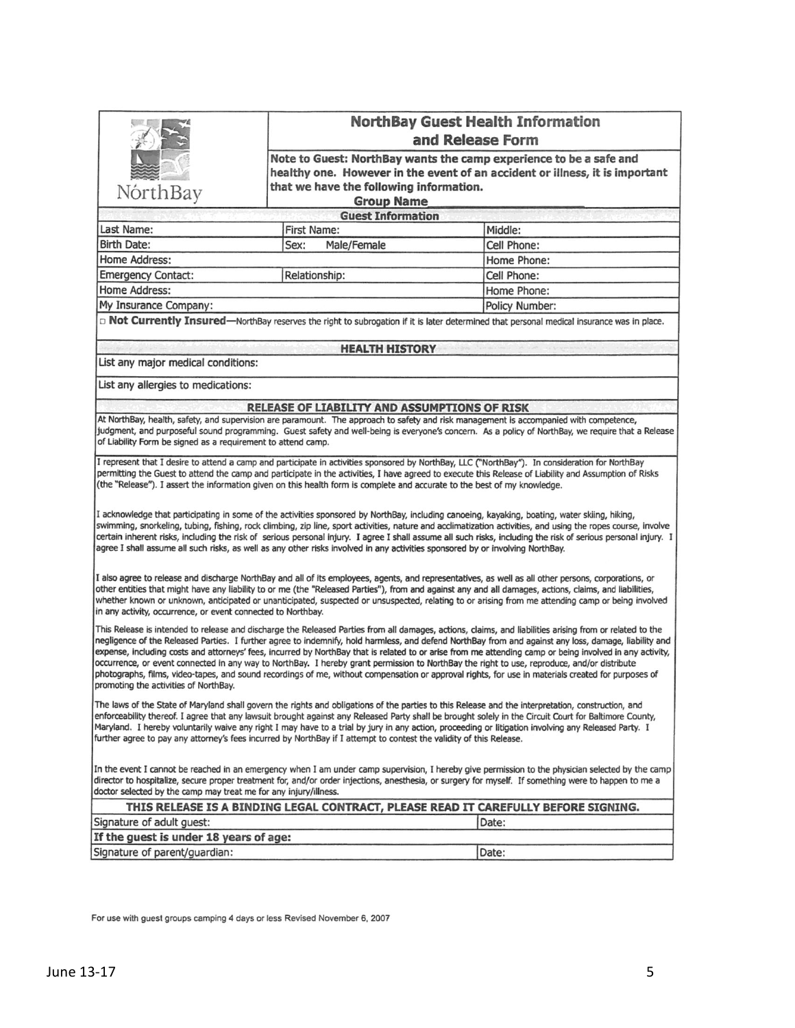# NorthBay Guest Health Information and Release Form

NorthBay

**Note to Guest: NorthBay wants the camp experience to be a safe and healthy one. However in the event of an accident or illness, it is important that we have the following information.**

**Group Name**\_\_\_\_\_\_\_\_\_\_\_\_\_\_\_\_\_\_\_\_

## Guest Information

| Last Name: | First Name: | Middle: |
|---|---|---|
| Birth Date: | Sex: Male/Female | Cell Phone: |
| Home Address: | | Home Phone: |
| Emergency Contact: | Relationship: | Cell Phone: |
| Home Address: | | Home Phone: |
| My Insurance Company: | | Policy Number: |

□ **Not Currently Insured**—NorthBay reserves the right to subrogation if it is later determined that personal medical insurance was in place.

## HEALTH HISTORY

List any major medical conditions:

List any allergies to medications:

## RELEASE OF LIABILITY AND ASSUMPTIONS OF RISK

At NorthBay, health, safety, and supervision are paramount. The approach to safety and risk management is accompanied with competence, judgment, and purposeful sound programming. Guest safety and well-being is everyone's concern. As a policy of NorthBay, we require that a Release of Liability Form be signed as a requirement to attend camp.

I represent that I desire to attend a camp and participate in activities sponsored by NorthBay, LLC ("NorthBay"). In consideration for NorthBay permitting the Guest to attend the camp and participate in the activities, I have agreed to execute this Release of Liability and Assumption of Risks (the "Release"). I assert the information given on this health form is complete and accurate to the best of my knowledge.

I acknowledge that participating in some of the activities sponsored by NorthBay, including canoeing, kayaking, boating, water skiing, hiking, swimming, snorkeling, tubing, fishing, rock climbing, zip line, sport activities, nature and acclimatization activities, and using the ropes course, involve certain inherent risks, including the risk of serious personal injury. I agree I shall assume all such risks, including the risk of serious personal injury. I agree I shall assume all such risks, as well as any other risks involved in any activities sponsored by or involving NorthBay.

I also agree to release and discharge NorthBay and all of its employees, agents, and representatives, as well as all other persons, corporations, or other entities that might have any liability to or me (the "Released Parties"), from and against any and all damages, actions, claims, and liabilities, whether known or unknown, anticipated or unanticipated, suspected or unsuspected, relating to or arising from me attending camp or being involved in any activity, occurrence, or event connected to Northbay.

This Release is intended to release and discharge the Released Parties from all damages, actions, claims, and liabilities arising from or related to the negligence of the Released Parties. I further agree to indemnify, hold harmless, and defend NorthBay from and against any loss, damage, liability and expense, including costs and attorneys' fees, incurred by NorthBay that is related to or arise from me attending camp or being involved in any activity, occurrence, or event connected in any way to NorthBay. I hereby grant permission to NorthBay the right to use, reproduce, and/or distribute photographs, films, video-tapes, and sound recordings of me, without compensation or approval rights, for use in materials created for purposes of promoting the activities of NorthBay.

The laws of the State of Maryland shall govern the rights and obligations of the parties to this Release and the interpretation, construction, and enforceability thereof. I agree that any lawsuit brought against any Released Party shall be brought solely in the Circuit Court for Baltimore County, Maryland. I hereby voluntarily waive any right I may have to a trial by jury in any action, proceeding or litigation involving any Released Party. I further agree to pay any attorney's fees incurred by NorthBay if I attempt to contest the validity of this Release.

In the event I cannot be reached in an emergency when I am under camp supervision, I hereby give permission to the physician selected by the camp director to hospitalize, secure proper treatment for, and/or order injections, anesthesia, or surgery for myself. If something were to happen to me a doctor selected by the camp may treat me for any injury/illness.

**THIS RELEASE IS A BINDING LEGAL CONTRACT, PLEASE READ IT CAREFULLY BEFORE SIGNING.**

| Signature of adult guest: | Date: |
|---|---|
| **If the guest is under 18 years of age:** | |
| Signature of parent/guardian: | Date: |

For use with guest groups camping 4 days or less Revised November 6, 2007

June 13-17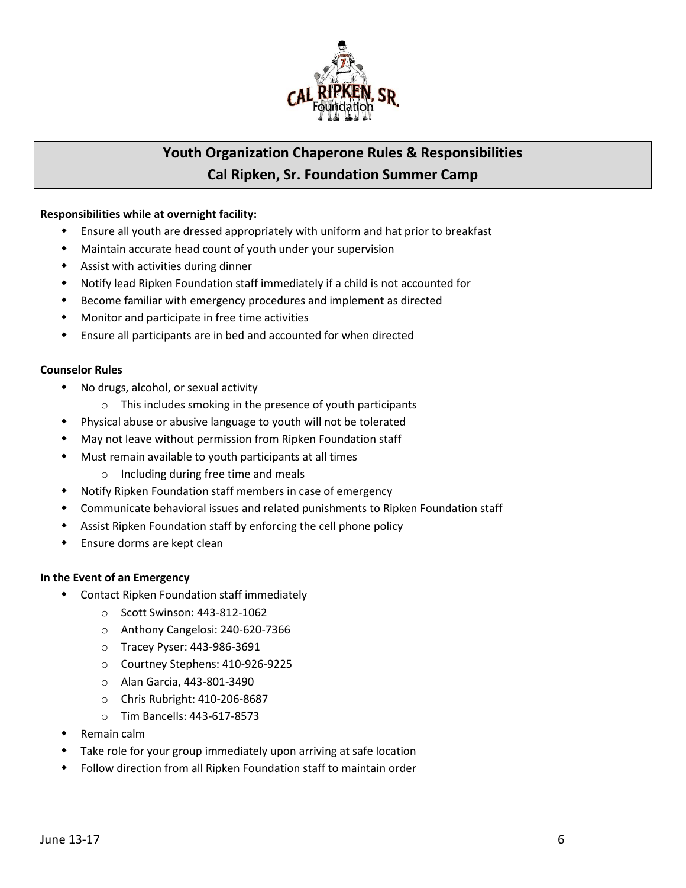## Youth Organization Chaperone Rules & Responsibilities
## Cal Ripken, Sr. Foundation Summer Camp

**Responsibilities while at overnight facility:**

- Ensure all youth are dressed appropriately with uniform and hat prior to breakfast
- Maintain accurate head count of youth under your supervision
- Assist with activities during dinner
- Notify lead Ripken Foundation staff immediately if a child is not accounted for
- Become familiar with emergency procedures and implement as directed
- Monitor and participate in free time activities
- Ensure all participants are in bed and accounted for when directed

**Counselor Rules**

- No drugs, alcohol, or sexual activity
  - This includes smoking in the presence of youth participants
- Physical abuse or abusive language to youth will not be tolerated
- May not leave without permission from Ripken Foundation staff
- Must remain available to youth participants at all times
  - Including during free time and meals
- Notify Ripken Foundation staff members in case of emergency
- Communicate behavioral issues and related punishments to Ripken Foundation staff
- Assist Ripken Foundation staff by enforcing the cell phone policy
- Ensure dorms are kept clean

**In the Event of an Emergency**

- Contact Ripken Foundation staff immediately
  - Scott Swinson: 443-812-1062
  - Anthony Cangelosi: 240-620-7366
  - Tracey Pyser: 443-986-3691
  - Courtney Stephens: 410-926-9225
  - Alan Garcia, 443-801-3490
  - Chris Rubright: 410-206-8687
  - Tim Bancells: 443-617-8573
- Remain calm
- Take role for your group immediately upon arriving at safe location
- Follow direction from all Ripken Foundation staff to maintain order

June 13-17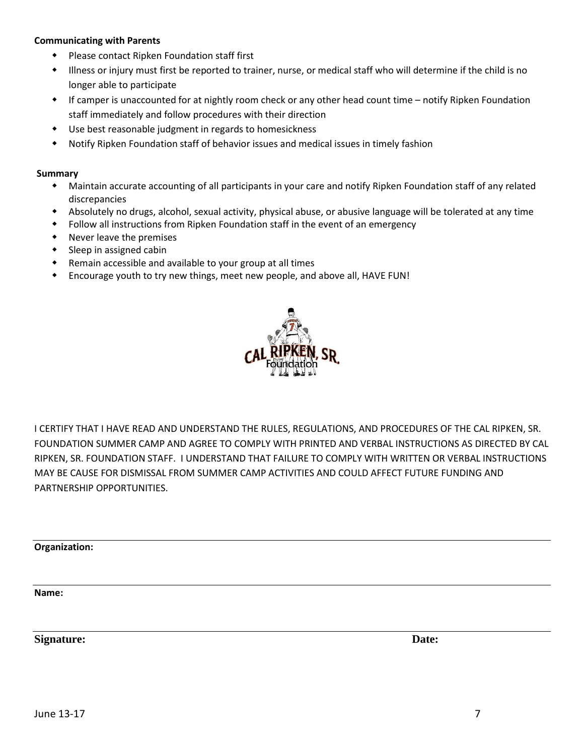**Communicating with Parents**

- Please contact Ripken Foundation staff first
- Illness or injury must first be reported to trainer, nurse, or medical staff who will determine if the child is no longer able to participate
- If camper is unaccounted for at nightly room check or any other head count time – notify Ripken Foundation staff immediately and follow procedures with their direction
- Use best reasonable judgment in regards to homesickness
- Notify Ripken Foundation staff of behavior issues and medical issues in timely fashion

**Summary**

- Maintain accurate accounting of all participants in your care and notify Ripken Foundation staff of any related discrepancies
- Absolutely no drugs, alcohol, sexual activity, physical abuse, or abusive language will be tolerated at any time
- Follow all instructions from Ripken Foundation staff in the event of an emergency
- Never leave the premises
- Sleep in assigned cabin
- Remain accessible and available to your group at all times
- Encourage youth to try new things, meet new people, and above all, HAVE FUN!

I CERTIFY THAT I HAVE READ AND UNDERSTAND THE RULES, REGULATIONS, AND PROCEDURES OF THE CAL RIPKEN, SR. FOUNDATION SUMMER CAMP AND AGREE TO COMPLY WITH PRINTED AND VERBAL INSTRUCTIONS AS DIRECTED BY CAL RIPKEN, SR. FOUNDATION STAFF. I UNDERSTAND THAT FAILURE TO COMPLY WITH WRITTEN OR VERBAL INSTRUCTIONS MAY BE CAUSE FOR DISMISSAL FROM SUMMER CAMP ACTIVITIES AND COULD AFFECT FUTURE FUNDING AND PARTNERSHIP OPPORTUNITIES.

**Organization:**

**Name:**

**Signature:** **Date:**

June 13-17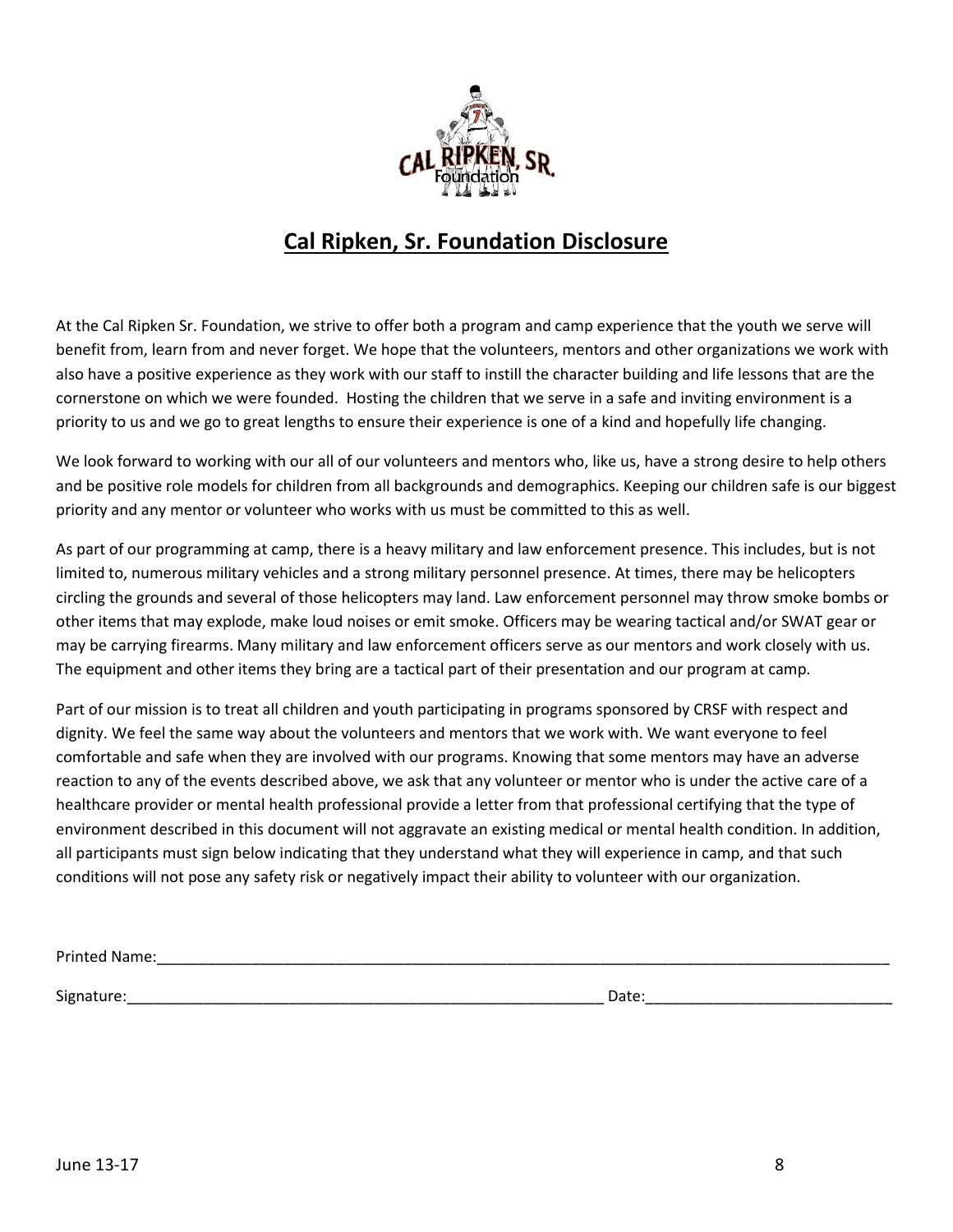# Cal Ripken, Sr. Foundation Disclosure

At the Cal Ripken Sr. Foundation, we strive to offer both a program and camp experience that the youth we serve will benefit from, learn from and never forget. We hope that the volunteers, mentors and other organizations we work with also have a positive experience as they work with our staff to instill the character building and life lessons that are the cornerstone on which we were founded. Hosting the children that we serve in a safe and inviting environment is a priority to us and we go to great lengths to ensure their experience is one of a kind and hopefully life changing.

We look forward to working with our all of our volunteers and mentors who, like us, have a strong desire to help others and be positive role models for children from all backgrounds and demographics. Keeping our children safe is our biggest priority and any mentor or volunteer who works with us must be committed to this as well.

As part of our programming at camp, there is a heavy military and law enforcement presence. This includes, but is not limited to, numerous military vehicles and a strong military personnel presence. At times, there may be helicopters circling the grounds and several of those helicopters may land. Law enforcement personnel may throw smoke bombs or other items that may explode, make loud noises or emit smoke. Officers may be wearing tactical and/or SWAT gear or may be carrying firearms. Many military and law enforcement officers serve as our mentors and work closely with us. The equipment and other items they bring are a tactical part of their presentation and our program at camp.

Part of our mission is to treat all children and youth participating in programs sponsored by CRSF with respect and dignity. We feel the same way about the volunteers and mentors that we work with. We want everyone to feel comfortable and safe when they are involved with our programs. Knowing that some mentors may have an adverse reaction to any of the events described above, we ask that any volunteer or mentor who is under the active care of a healthcare provider or mental health professional provide a letter from that professional certifying that the type of environment described in this document will not aggravate an existing medical or mental health condition. In addition, all participants must sign below indicating that they understand what they will experience in camp, and that such conditions will not pose any safety risk or negatively impact their ability to volunteer with our organization.

Printed Name:_______________________________________________

Signature:_______________________________________ Date:_____________________

June 13-17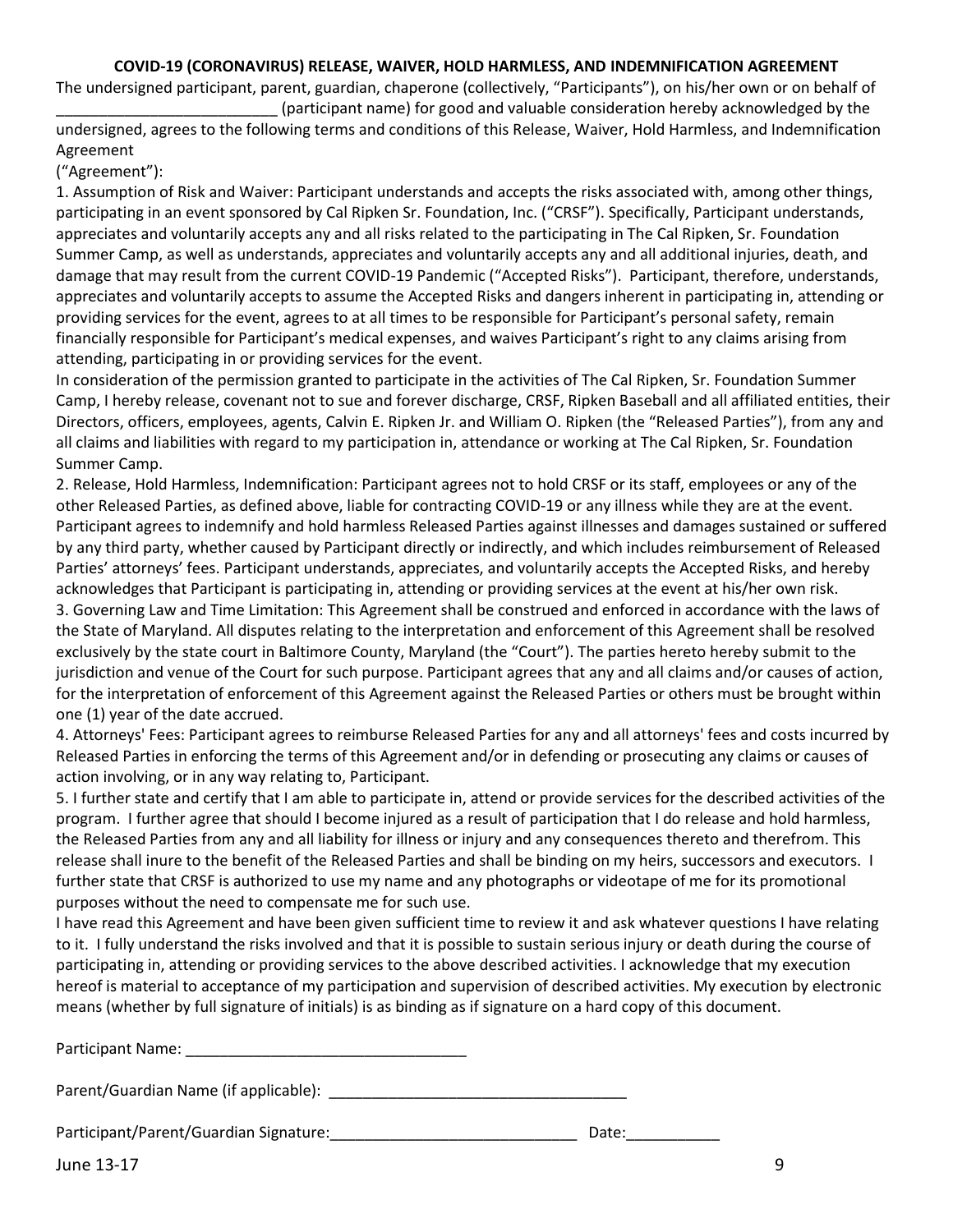**COVID-19 (CORONAVIRUS) RELEASE, WAIVER, HOLD HARMLESS, AND INDEMNIFICATION AGREEMENT**

The undersigned participant, parent, guardian, chaperone (collectively, "Participants"), on his/her own or on behalf of __________________________ (participant name) for good and valuable consideration hereby acknowledged by the undersigned, agrees to the following terms and conditions of this Release, Waiver, Hold Harmless, and Indemnification Agreement
("Agreement"):

1. Assumption of Risk and Waiver: Participant understands and accepts the risks associated with, among other things, participating in an event sponsored by Cal Ripken Sr. Foundation, Inc. ("CRSF"). Specifically, Participant understands, appreciates and voluntarily accepts any and all risks related to the participating in The Cal Ripken, Sr. Foundation Summer Camp, as well as understands, appreciates and voluntarily accepts any and all additional injuries, death, and damage that may result from the current COVID-19 Pandemic ("Accepted Risks"). Participant, therefore, understands, appreciates and voluntarily accepts to assume the Accepted Risks and dangers inherent in participating in, attending or providing services for the event, agrees to at all times to be responsible for Participant's personal safety, remain financially responsible for Participant's medical expenses, and waives Participant's right to any claims arising from attending, participating in or providing services for the event.

In consideration of the permission granted to participate in the activities of The Cal Ripken, Sr. Foundation Summer Camp, I hereby release, covenant not to sue and forever discharge, CRSF, Ripken Baseball and all affiliated entities, their Directors, officers, employees, agents, Calvin E. Ripken Jr. and William O. Ripken (the "Released Parties"), from any and all claims and liabilities with regard to my participation in, attendance or working at The Cal Ripken, Sr. Foundation Summer Camp.

2. Release, Hold Harmless, Indemnification: Participant agrees not to hold CRSF or its staff, employees or any of the other Released Parties, as defined above, liable for contracting COVID-19 or any illness while they are at the event. Participant agrees to indemnify and hold harmless Released Parties against illnesses and damages sustained or suffered by any third party, whether caused by Participant directly or indirectly, and which includes reimbursement of Released Parties' attorneys' fees. Participant understands, appreciates, and voluntarily accepts the Accepted Risks, and hereby acknowledges that Participant is participating in, attending or providing services at the event at his/her own risk.

3. Governing Law and Time Limitation: This Agreement shall be construed and enforced in accordance with the laws of the State of Maryland. All disputes relating to the interpretation and enforcement of this Agreement shall be resolved exclusively by the state court in Baltimore County, Maryland (the "Court"). The parties hereto hereby submit to the jurisdiction and venue of the Court for such purpose. Participant agrees that any and all claims and/or causes of action, for the interpretation of enforcement of this Agreement against the Released Parties or others must be brought within one (1) year of the date accrued.

4. Attorneys' Fees: Participant agrees to reimburse Released Parties for any and all attorneys' fees and costs incurred by Released Parties in enforcing the terms of this Agreement and/or in defending or prosecuting any claims or causes of action involving, or in any way relating to, Participant.

5. I further state and certify that I am able to participate in, attend or provide services for the described activities of the program. I further agree that should I become injured as a result of participation that I do release and hold harmless, the Released Parties from any and all liability for illness or injury and any consequences thereto and therefrom. This release shall inure to the benefit of the Released Parties and shall be binding on my heirs, successors and executors. I further state that CRSF is authorized to use my name and any photographs or videotape of me for its promotional purposes without the need to compensate me for such use.

I have read this Agreement and have been given sufficient time to review it and ask whatever questions I have relating to it. I fully understand the risks involved and that it is possible to sustain serious injury or death during the course of participating in, attending or providing services to the above described activities. I acknowledge that my execution hereof is material to acceptance of my participation and supervision of described activities. My execution by electronic means (whether by full signature of initials) is as binding as if signature on a hard copy of this document.

Participant Name: _________________________________

Parent/Guardian Name (if applicable): ___________________________________

Participant/Parent/Guardian Signature:_____________________________ Date:___________

June 13-17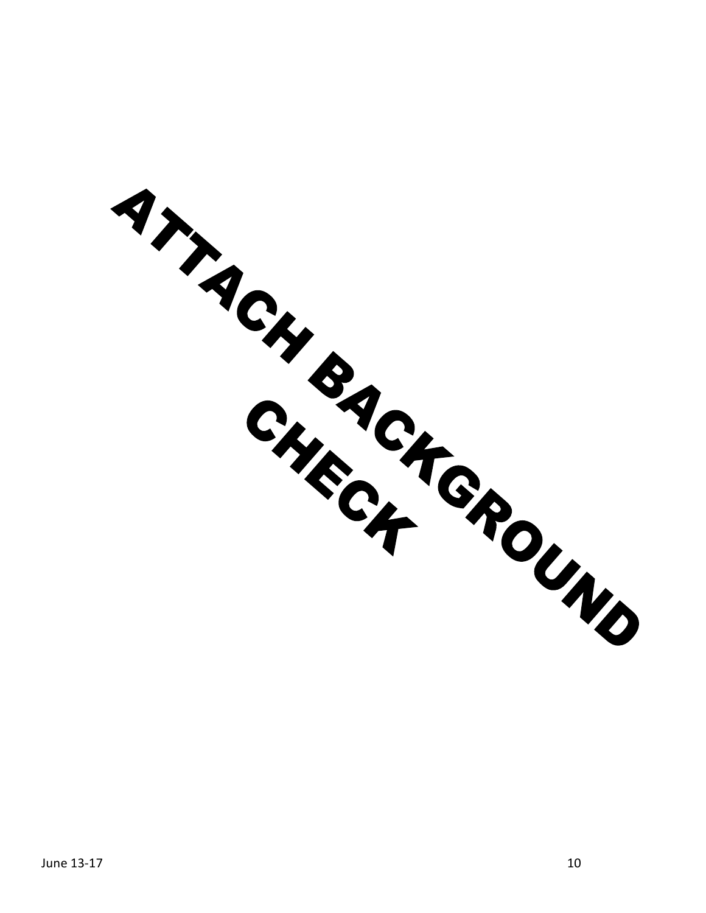ATTACH BACKGROUND CHECK